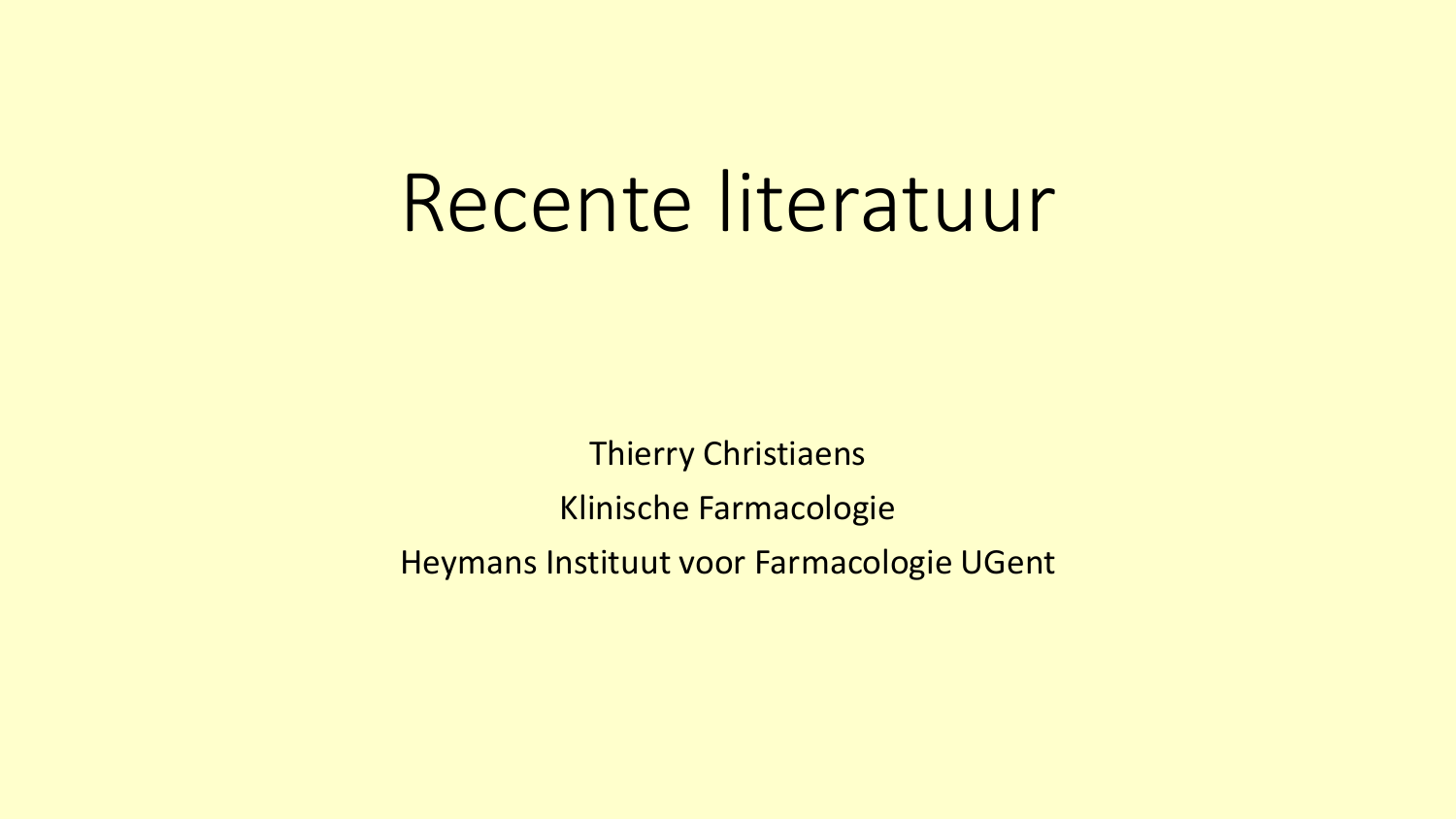# Recente literatuur

Thierry Christiaens

Klinische Farmacologie

Heymans Instituut voor Farmacologie UGent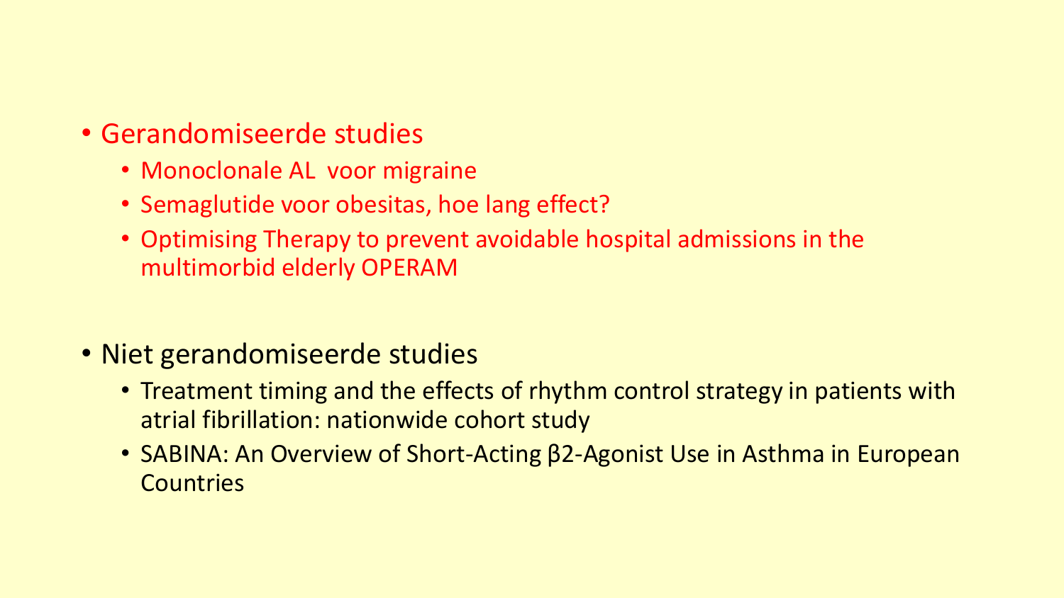- Gerandomiseerde studies
  - Monoclonale AL  voor migraine
  - Semaglutide voor obesitas, hoe lang effect?
  - Optimising Therapy to prevent avoidable hospital admissions in the multimorbid elderly OPERAM

- Niet gerandomiseerde studies
  - Treatment timing and the effects of rhythm control strategy in patients with atrial fibrillation: nationwide cohort study
  - SABINA: An Overview of Short-Acting β2-Agonist Use in Asthma in European Countries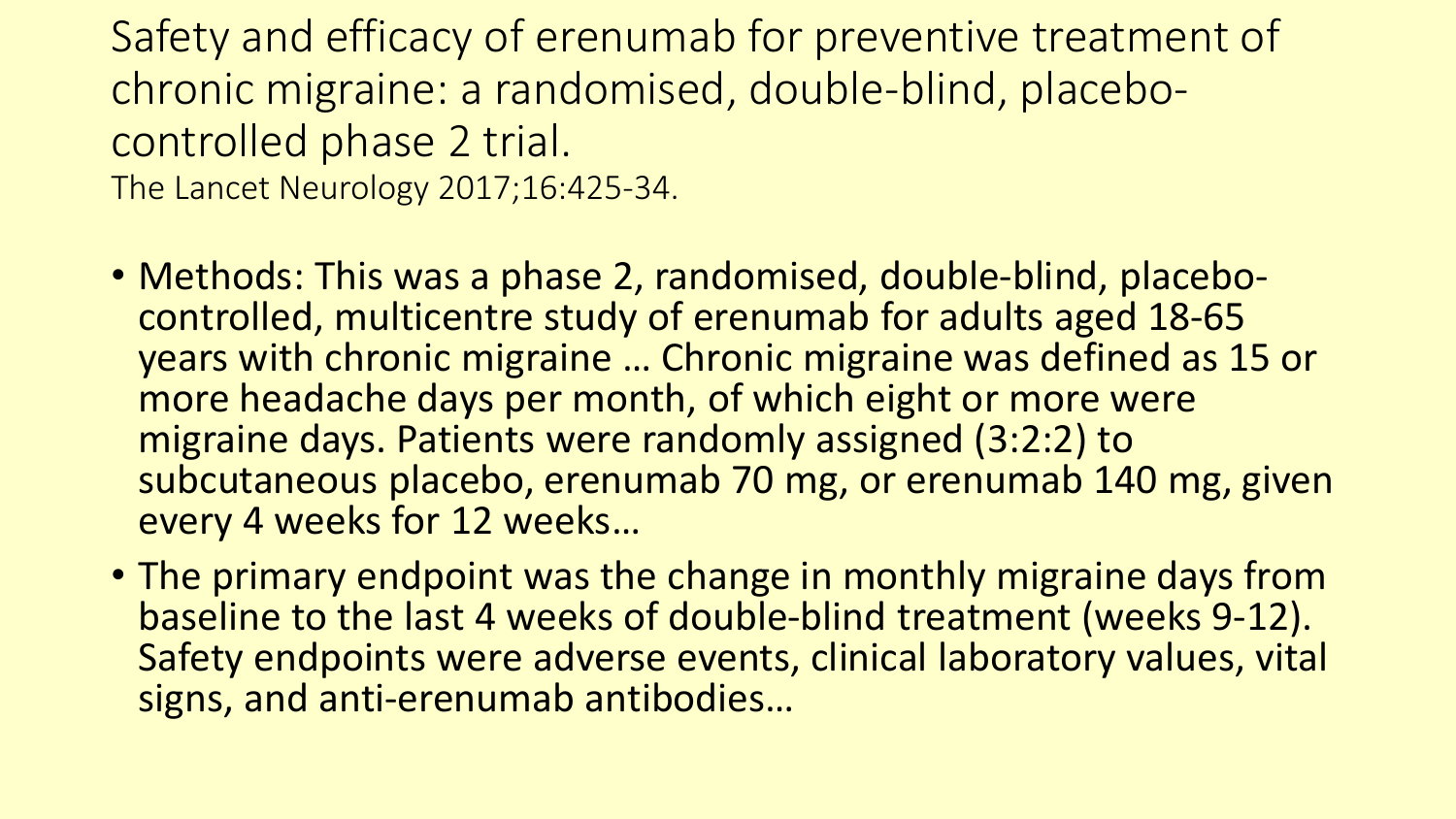# Safety and efficacy of erenumab for preventive treatment of chronic migraine: a randomised, double-blind, placebo-controlled phase 2 trial.

The Lancet Neurology 2017;16:425-34.

- Methods: This was a phase 2, randomised, double-blind, placebo-controlled, multicentre study of erenumab for adults aged 18-65 years with chronic migraine … Chronic migraine was defined as 15 or more headache days per month, of which eight or more were migraine days. Patients were randomly assigned (3:2:2) to subcutaneous placebo, erenumab 70 mg, or erenumab 140 mg, given every 4 weeks for 12 weeks…
- The primary endpoint was the change in monthly migraine days from baseline to the last 4 weeks of double-blind treatment (weeks 9-12). Safety endpoints were adverse events, clinical laboratory values, vital signs, and anti-erenumab antibodies…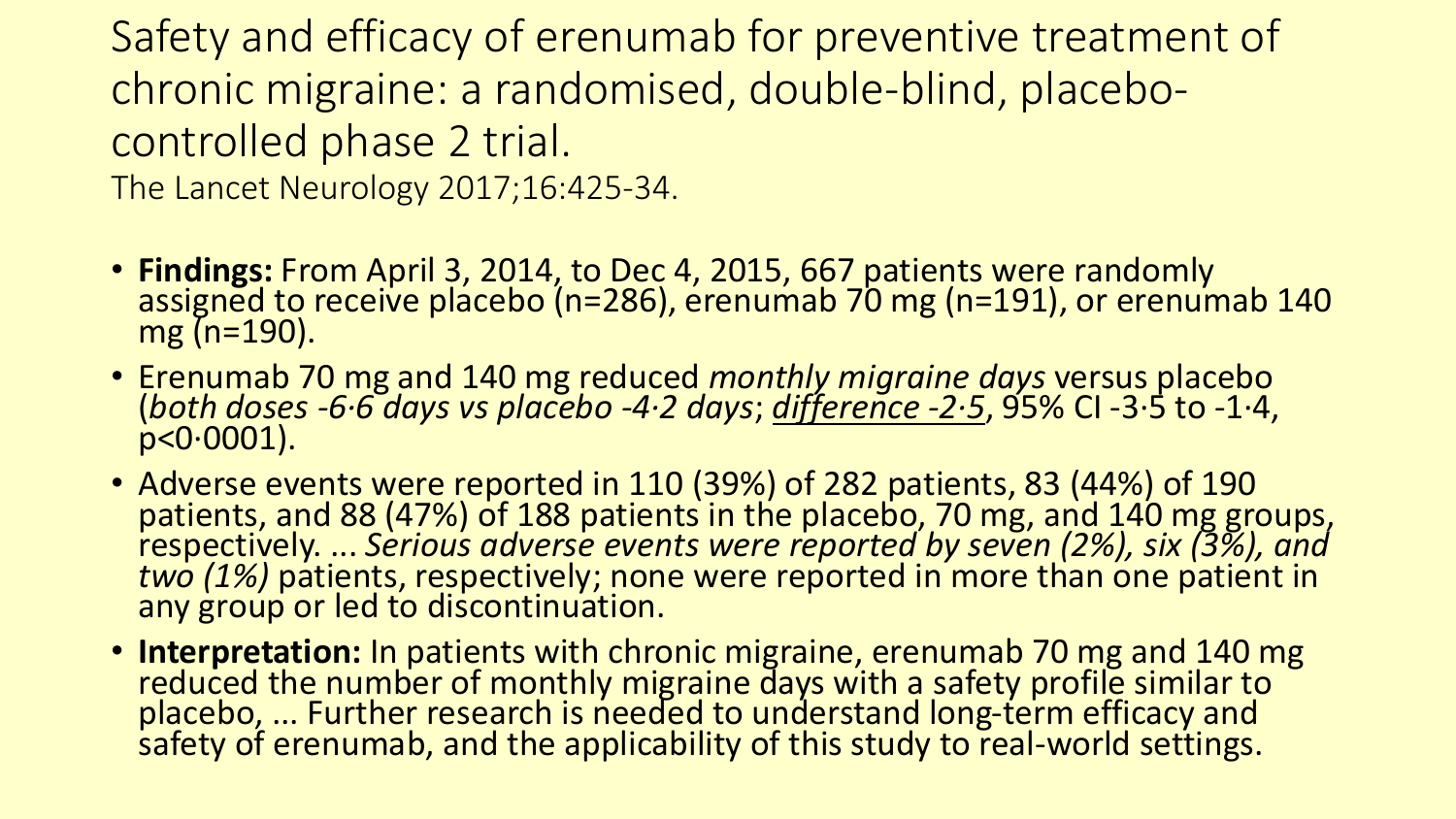# Safety and efficacy of erenumab for preventive treatment of chronic migraine: a randomised, double-blind, placebo-controlled phase 2 trial.

The Lancet Neurology 2017;16:425-34.

- **Findings:** From April 3, 2014, to Dec 4, 2015, 667 patients were randomly assigned to receive placebo (n=286), erenumab 70 mg (n=191), or erenumab 140 mg (n=190).
- Erenumab 70 mg and 140 mg reduced *monthly migraine days* versus placebo (*both doses -6·6 days vs placebo -4·2 days*; <u>*difference -2·5*</u>, 95% CI -3·5 to -1·4, p<0·0001).
- Adverse events were reported in 110 (39%) of 282 patients, 83 (44%) of 190 patients, and 88 (47%) of 188 patients in the placebo, 70 mg, and 140 mg groups, respectively. ... *Serious adverse events were reported by seven (2%), six (3%), and two (1%)* patients, respectively; none were reported in more than one patient in any group or led to discontinuation.
- **Interpretation:** In patients with chronic migraine, erenumab 70 mg and 140 mg reduced the number of monthly migraine days with a safety profile similar to placebo, ... Further research is needed to understand long-term efficacy and safety of erenumab, and the applicability of this study to real-world settings.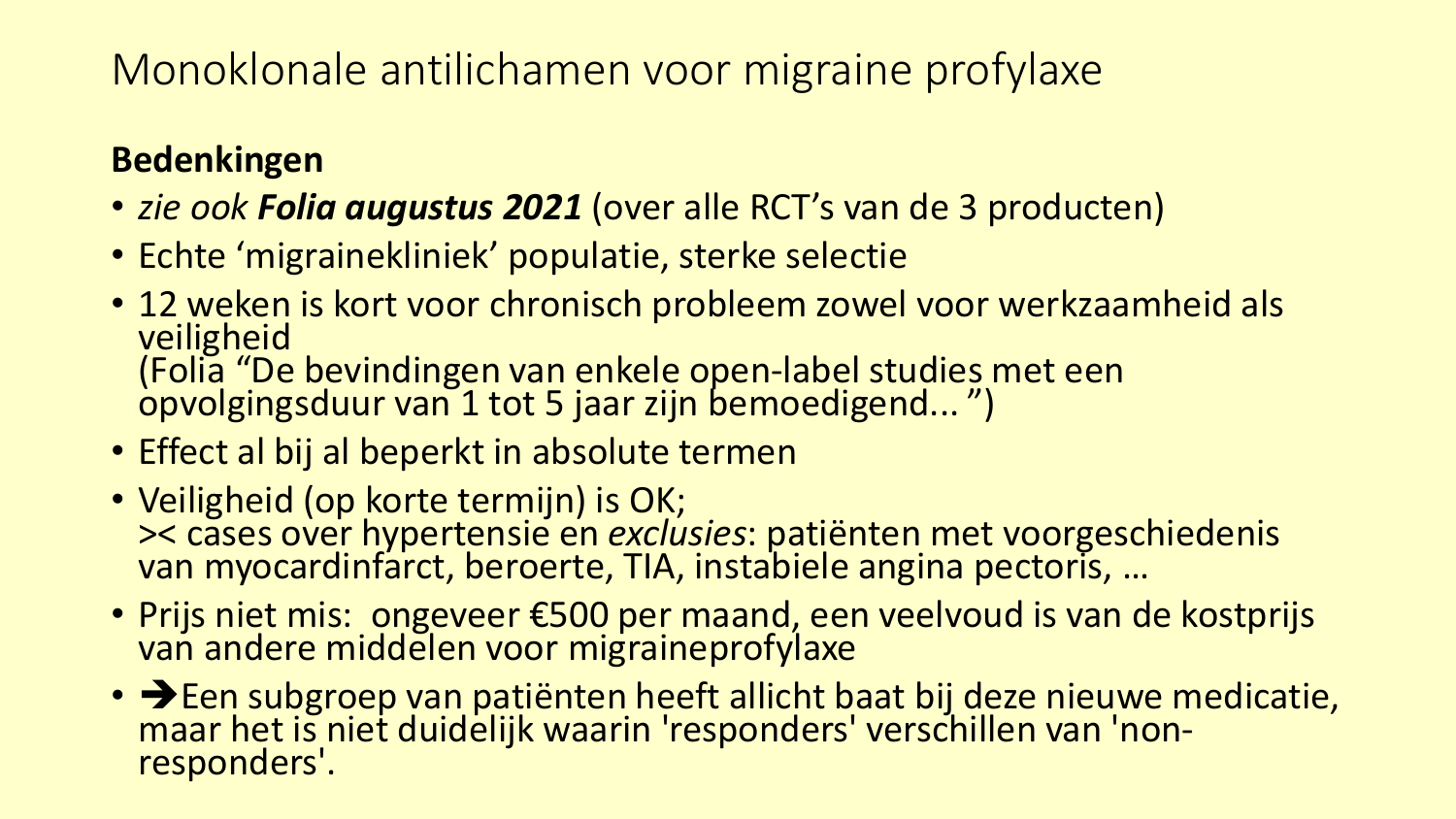# Monoklonale antilichamen voor migraine profylaxe

**Bedenkingen**

- *zie ook* ***Folia augustus 2021*** (over alle RCT's van de 3 producten)
- Echte 'migrainekliniek' populatie, sterke selectie
- 12 weken is kort voor chronisch probleem zowel voor werkzaamheid als veiligheid
  (Folia "De bevindingen van enkele open-label studies met een opvolgingsduur van 1 tot 5 jaar zijn bemoedigend... ")
- Effect al bij al beperkt in absolute termen
- Veiligheid (op korte termijn) is OK;
  >< cases over hypertensie en *exclusies*: patiënten met voorgeschiedenis van myocardinfarct, beroerte, TIA, instabiele angina pectoris, …
- Prijs niet mis: ongeveer €500 per maand, een veelvoud is van de kostprijs van andere middelen voor migraineprofylaxe
- ➔Een subgroep van patiënten heeft allicht baat bij deze nieuwe medicatie, maar het is niet duidelijk waarin 'responders' verschillen van 'non-responders'.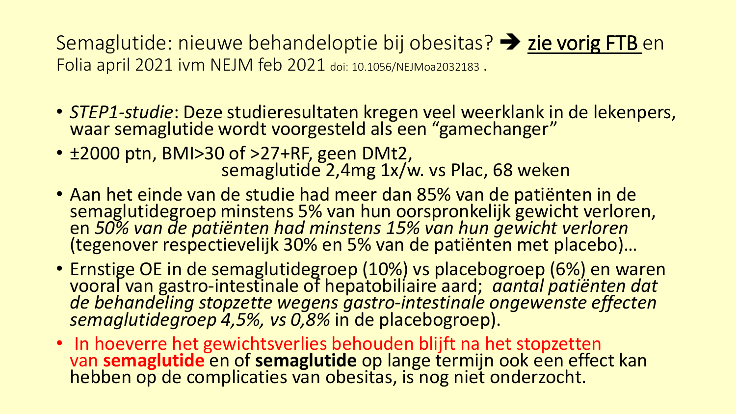## Semaglutide: nieuwe behandeloptie bij obesitas? ➔ <u>zie vorig FTB</u> en Folia april 2021 ivm NEJM feb 2021 doi: 10.1056/NEJMoa2032183 .

- *STEP1-studie*: Deze studieresultaten kregen veel weerklank in de lekenpers, waar semaglutide wordt voorgesteld als een "gamechanger"
- ±2000 ptn, BMI>30 of >27+RF, geen DMt2,
  semaglutide 2,4mg 1x/w. vs Plac, 68 weken
- Aan het einde van de studie had meer dan 85% van de patiënten in de semaglutidegroep minstens 5% van hun oorspronkelijk gewicht verloren, en *50% van de patiënten had minstens 15% van hun gewicht verloren* (tegenover respectievelijk 30% en 5% van de patiënten met placebo)…
- Ernstige OE in de semaglutidegroep (10%) vs placebogroep (6%) en waren vooral van gastro-intestinale of hepatobiliaire aard; *aantal patiënten dat de behandeling stopzette wegens gastro-intestinale ongewenste effecten semaglutidegroep 4,5%, vs 0,8%* in de placebogroep).
- In hoeverre het gewichtsverlies behouden blijft na het stopzetten van **semaglutide** en of **semaglutide** op lange termijn ook een effect kan hebben op de complicaties van obesitas, is nog niet onderzocht.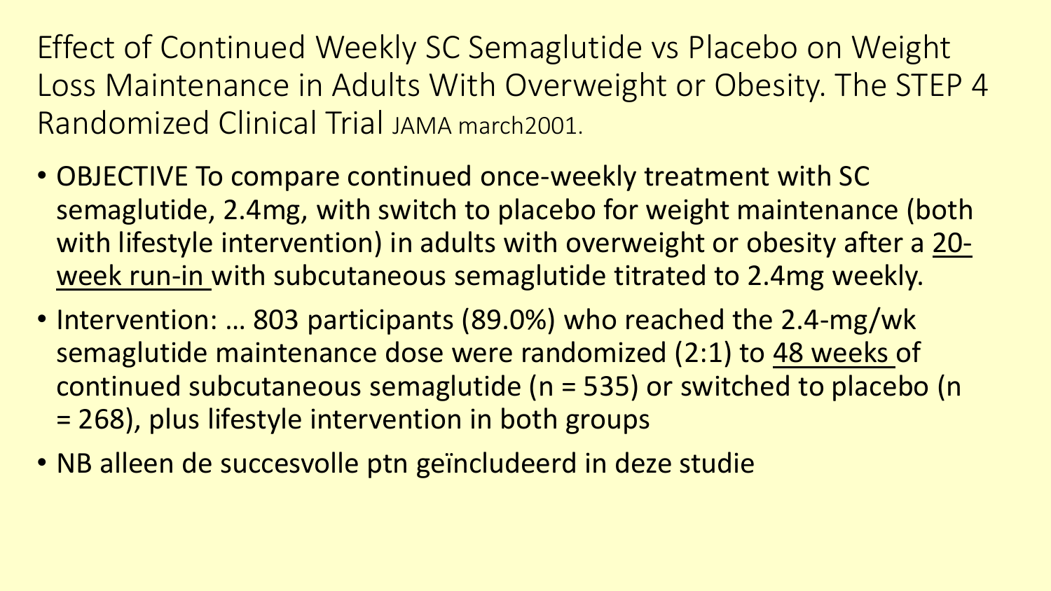# Effect of Continued Weekly SC Semaglutide vs Placebo on Weight Loss Maintenance in Adults With Overweight or Obesity. The STEP 4 Randomized Clinical Trial JAMA march2001.

- OBJECTIVE To compare continued once-weekly treatment with SC semaglutide, 2.4mg, with switch to placebo for weight maintenance (both with lifestyle intervention) in adults with overweight or obesity after a <u>20-week run-in</u> with subcutaneous semaglutide titrated to 2.4mg weekly.
- Intervention: … 803 participants (89.0%) who reached the 2.4-mg/wk semaglutide maintenance dose were randomized (2:1) to <u>48 weeks</u> of continued subcutaneous semaglutide (n = 535) or switched to placebo (n = 268), plus lifestyle intervention in both groups
- NB alleen de succesvolle ptn geïncludeerd in deze studie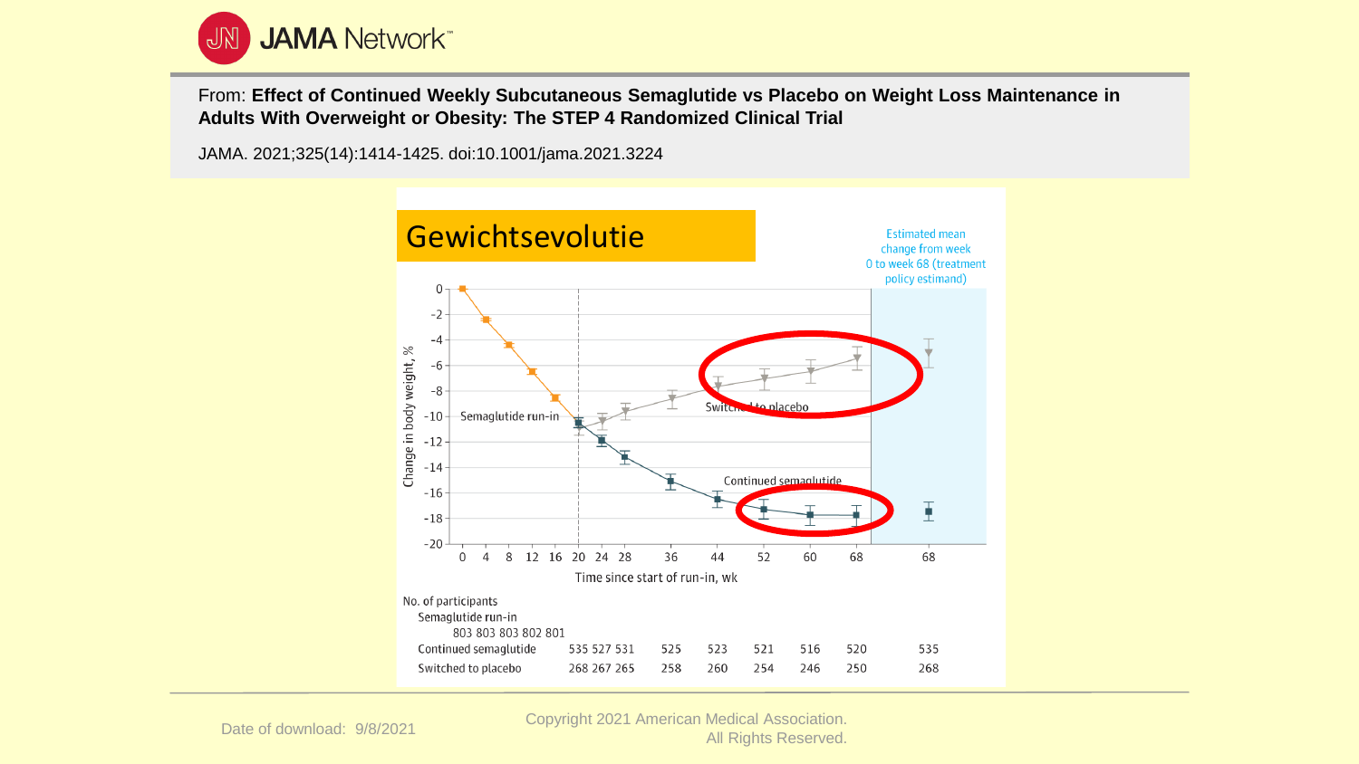From: **Effect of Continued Weekly Subcutaneous Semaglutide vs Placebo on Weight Loss Maintenance in Adults With Overweight or Obesity: The STEP 4 Randomized Clinical Trial**

JAMA. 2021;325(14):1414-1425. doi:10.1001/jama.2021.3224

## Gewichtsevolutie

Estimated mean change from week 0 to week 68 (treatment policy estimand)

Change in body weight, %

Semaglutide run-in

Switched to placebo

Continued semaglutide

Time since start of run-in, wk

No. of participants

| | 0 | 4 | 8 | 12 | 16 | 20 | 24 | 28 | 36 | 44 | 52 | 60 | 68 | 68 |
|---|---|---|---|---|---|---|---|---|---|---|---|---|---|---|
| Semaglutide run-in | 803 | 803 | 803 | 802 | 801 | | | | | | | | | |
| Continued semaglutide | | | | | | 535 | 527 | 531 | 525 | 523 | 521 | 516 | 520 | 535 |
| Switched to placebo | | | | | | 268 | 267 | 265 | 258 | 260 | 254 | 246 | 250 | 268 |

Date of download: 9/8/2021

Copyright 2021 American Medical Association. All Rights Reserved.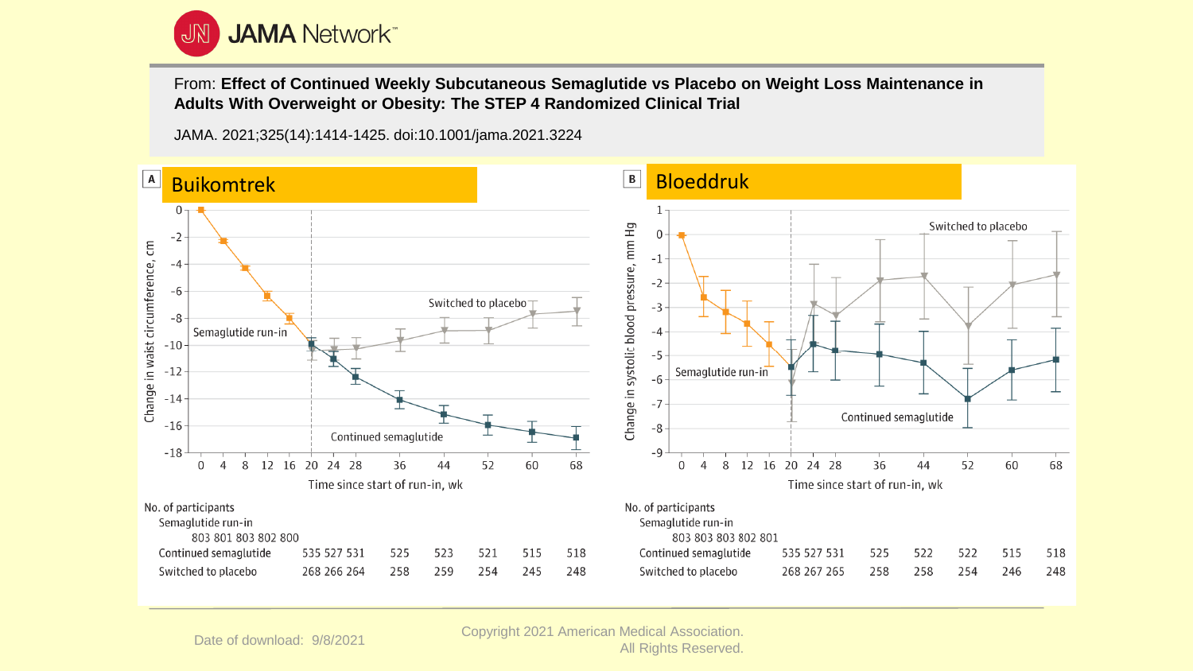From: **Effect of Continued Weekly Subcutaneous Semaglutide vs Placebo on Weight Loss Maintenance in Adults With Overweight or Obesity: The STEP 4 Randomized Clinical Trial**

JAMA. 2021;325(14):1414-1425. doi:10.1001/jama.2021.3224

**A — Buikomtrek**

Change in waist circumference, cm

Time since start of run-in, wk

Semaglutide run-in · Switched to placebo · Continued semaglutide

No. of participants

| | 0 | 4 | 8 | 12 | 16 | 20 | 24 | 28 | 36 | 44 | 52 | 60 | 68 |
|---|---|---|---|---|---|---|---|---|---|---|---|---|---|
| Semaglutide run-in | 803 | 801 | 803 | 802 | 800 | | | | | | | | |
| Continued semaglutide | | | | | | 535 | 527 | 531 | 525 | 523 | 521 | 515 | 518 |
| Switched to placebo | | | | | | 268 | 266 | 264 | 258 | 259 | 254 | 245 | 248 |

**B — Bloeddruk**

Change in systolic blood pressure, mm Hg

Time since start of run-in, wk

Semaglutide run-in · Switched to placebo · Continued semaglutide

No. of participants

| | 0 | 4 | 8 | 12 | 16 | 20 | 24 | 28 | 36 | 44 | 52 | 60 | 68 |
|---|---|---|---|---|---|---|---|---|---|---|---|---|---|
| Semaglutide run-in | 803 | 803 | 803 | 802 | 801 | | | | | | | | |
| Continued semaglutide | | | | | | 535 | 527 | 531 | 525 | 522 | 522 | 515 | 518 |
| Switched to placebo | | | | | | 268 | 267 | 265 | 258 | 258 | 254 | 246 | 248 |

Date of download: 9/8/2021

Copyright 2021 American Medical Association. All Rights Reserved.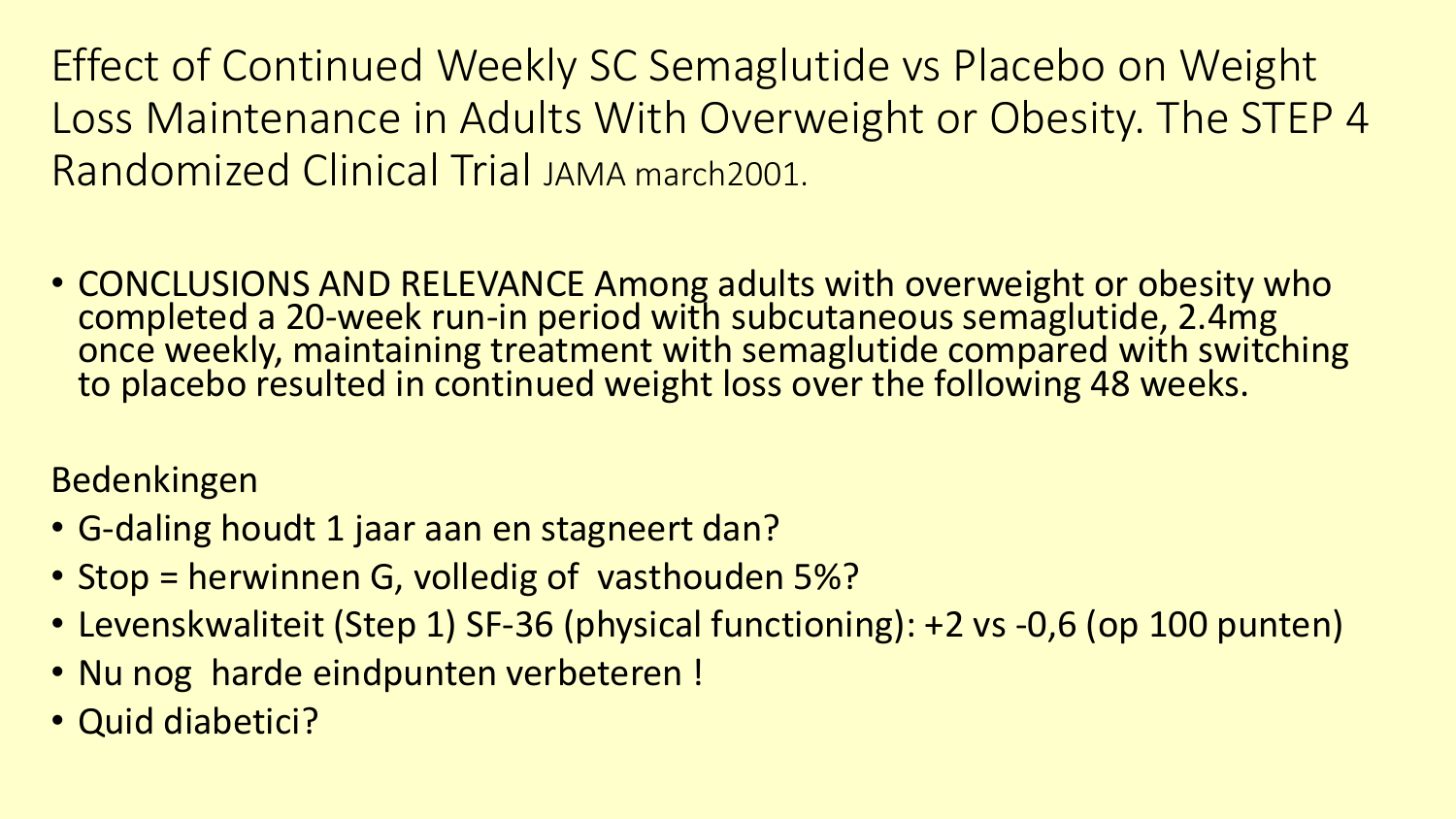# Effect of Continued Weekly SC Semaglutide vs Placebo on Weight Loss Maintenance in Adults With Overweight or Obesity. The STEP 4 Randomized Clinical Trial JAMA march2001.

- CONCLUSIONS AND RELEVANCE Among adults with overweight or obesity who completed a 20-week run-in period with subcutaneous semaglutide, 2.4mg once weekly, maintaining treatment with semaglutide compared with switching to placebo resulted in continued weight loss over the following 48 weeks.

Bedenkingen

- G-daling houdt 1 jaar aan en stagneert dan?
- Stop = herwinnen G, volledig of vasthouden 5%?
- Levenskwaliteit (Step 1) SF-36 (physical functioning): +2 vs -0,6 (op 100 punten)
- Nu nog harde eindpunten verbeteren !
- Quid diabetici?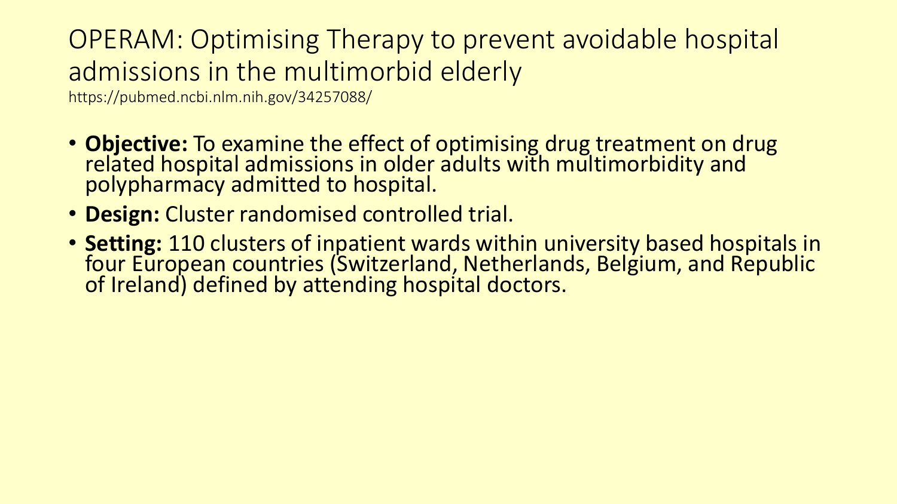# OPERAM: Optimising Therapy to prevent avoidable hospital admissions in the multimorbid elderly

https://pubmed.ncbi.nlm.nih.gov/34257088/

- **Objective:** To examine the effect of optimising drug treatment on drug related hospital admissions in older adults with multimorbidity and polypharmacy admitted to hospital.
- **Design:** Cluster randomised controlled trial.
- **Setting:** 110 clusters of inpatient wards within university based hospitals in four European countries (Switzerland, Netherlands, Belgium, and Republic of Ireland) defined by attending hospital doctors.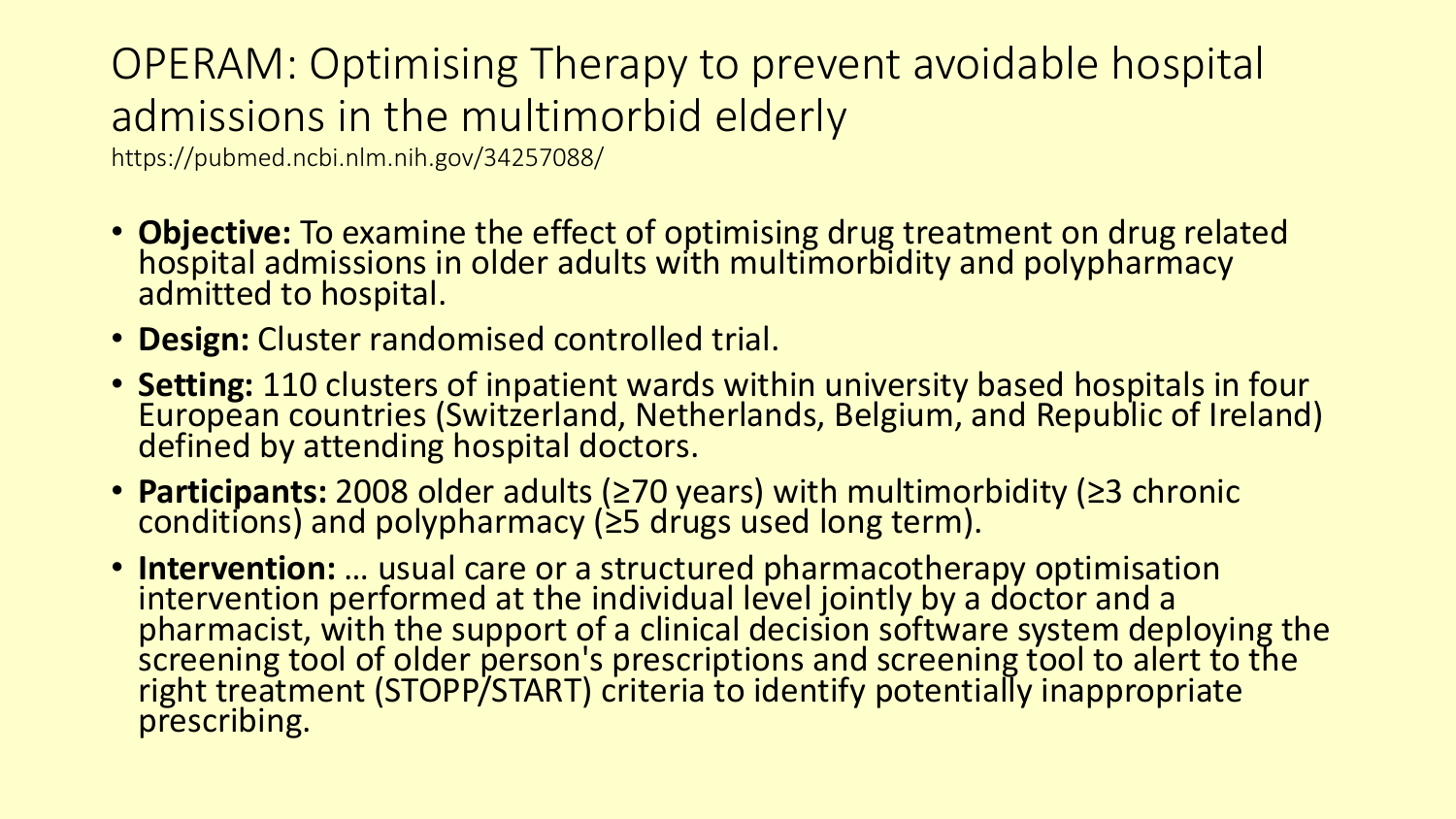# OPERAM: Optimising Therapy to prevent avoidable hospital admissions in the multimorbid elderly

https://pubmed.ncbi.nlm.nih.gov/34257088/

- **Objective:** To examine the effect of optimising drug treatment on drug related hospital admissions in older adults with multimorbidity and polypharmacy admitted to hospital.
- **Design:** Cluster randomised controlled trial.
- **Setting:** 110 clusters of inpatient wards within university based hospitals in four European countries (Switzerland, Netherlands, Belgium, and Republic of Ireland) defined by attending hospital doctors.
- **Participants:** 2008 older adults (≥70 years) with multimorbidity (≥3 chronic conditions) and polypharmacy (≥5 drugs used long term).
- **Intervention:** … usual care or a structured pharmacotherapy optimisation intervention performed at the individual level jointly by a doctor and a pharmacist, with the support of a clinical decision software system deploying the screening tool of older person's prescriptions and screening tool to alert to the right treatment (STOPP/START) criteria to identify potentially inappropriate prescribing.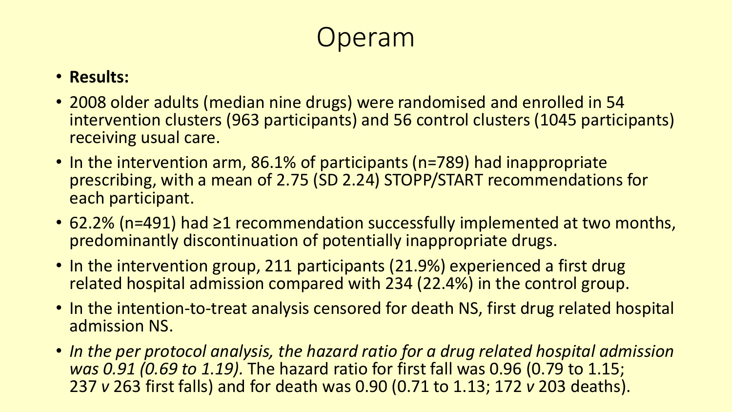# Operam

- **Results:**
- 2008 older adults (median nine drugs) were randomised and enrolled in 54 intervention clusters (963 participants) and 56 control clusters (1045 participants) receiving usual care.
- In the intervention arm, 86.1% of participants (n=789) had inappropriate prescribing, with a mean of 2.75 (SD 2.24) STOPP/START recommendations for each participant.
- 62.2% (n=491) had ≥1 recommendation successfully implemented at two months, predominantly discontinuation of potentially inappropriate drugs.
- In the intervention group, 211 participants (21.9%) experienced a first drug related hospital admission compared with 234 (22.4%) in the control group.
- In the intention-to-treat analysis censored for death NS, first drug related hospital admission NS.
- *In the per protocol analysis, the hazard ratio for a drug related hospital admission was 0.91 (0.69 to 1.19).* The hazard ratio for first fall was 0.96 (0.79 to 1.15; 237 *v* 263 first falls) and for death was 0.90 (0.71 to 1.13; 172 *v* 203 deaths).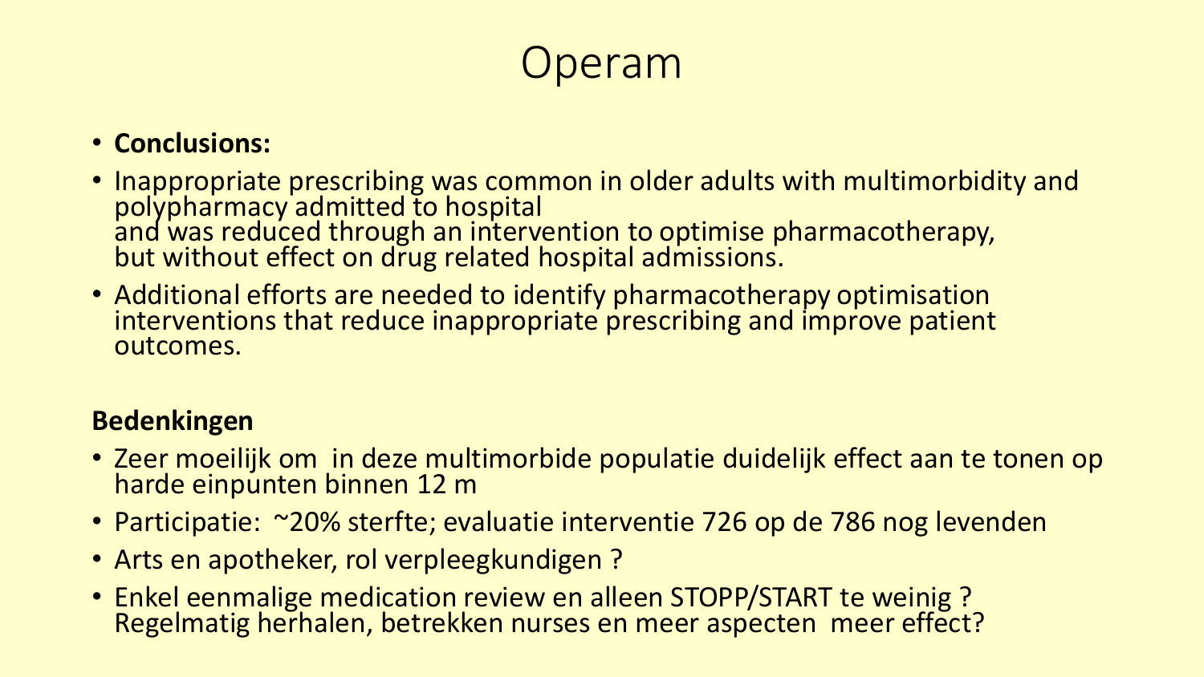# Operam

- **Conclusions:**
- Inappropriate prescribing was common in older adults with multimorbidity and polypharmacy admitted to hospital and was reduced through an intervention to optimise pharmacotherapy, but without effect on drug related hospital admissions.
- Additional efforts are needed to identify pharmacotherapy optimisation interventions that reduce inappropriate prescribing and improve patient outcomes.

**Bedenkingen**

- Zeer moeilijk om in deze multimorbide populatie duidelijk effect aan te tonen op harde einpunten binnen 12 m
- Participatie: ~20% sterfte; evaluatie interventie 726 op de 786 nog levenden
- Arts en apotheker, rol verpleegkundigen ?
- Enkel eenmalige medication review en alleen STOPP/START te weinig ? Regelmatig herhalen, betrekken nurses en meer aspecten meer effect?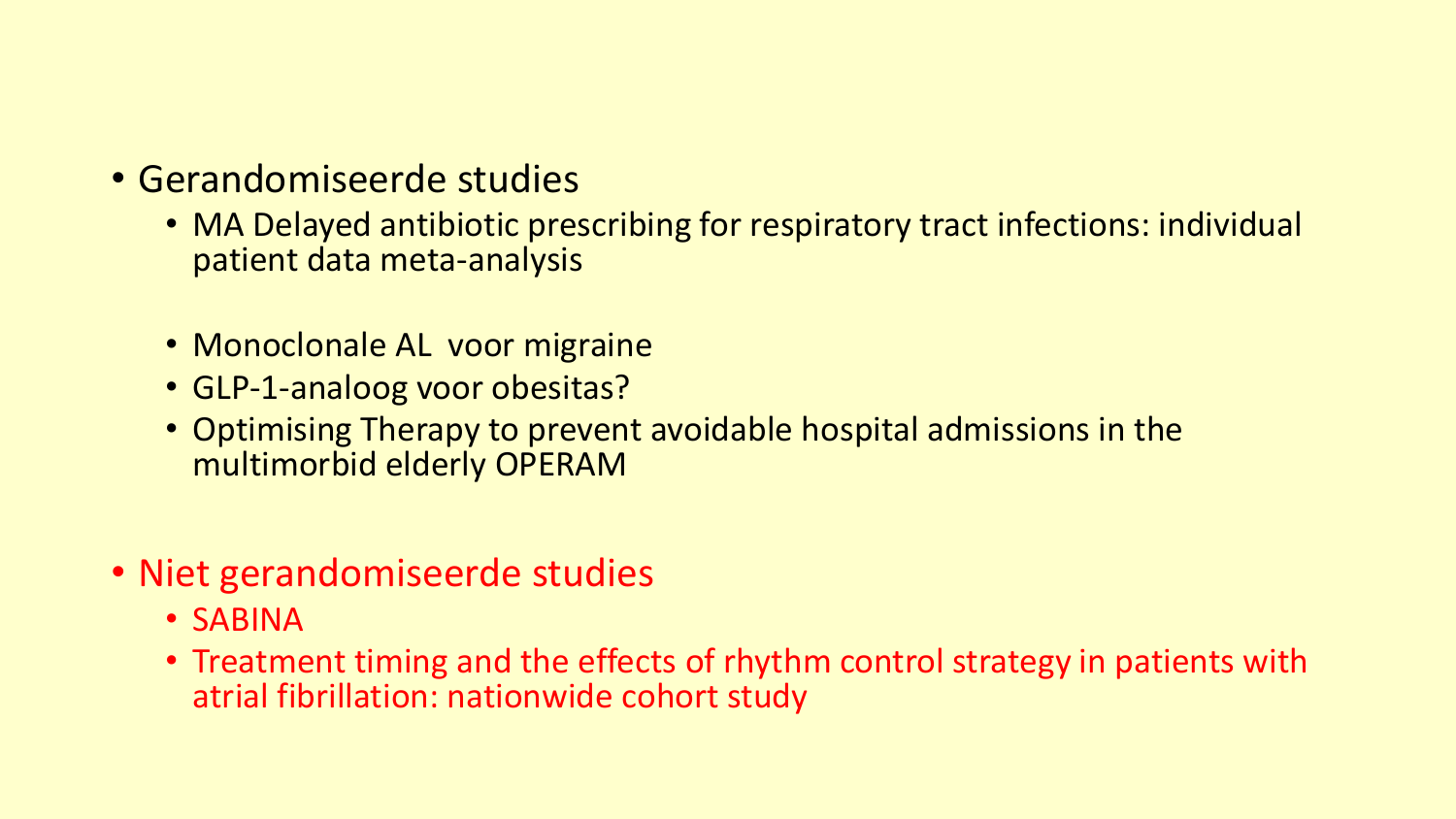- Gerandomiseerde studies
  - MA Delayed antibiotic prescribing for respiratory tract infections: individual patient data meta-analysis

  - Monoclonale AL voor migraine
  - GLP-1-analoog voor obesitas?
  - Optimising Therapy to prevent avoidable hospital admissions in the multimorbid elderly OPERAM

- Niet gerandomiseerde studies
  - SABINA
  - Treatment timing and the effects of rhythm control strategy in patients with atrial fibrillation: nationwide cohort study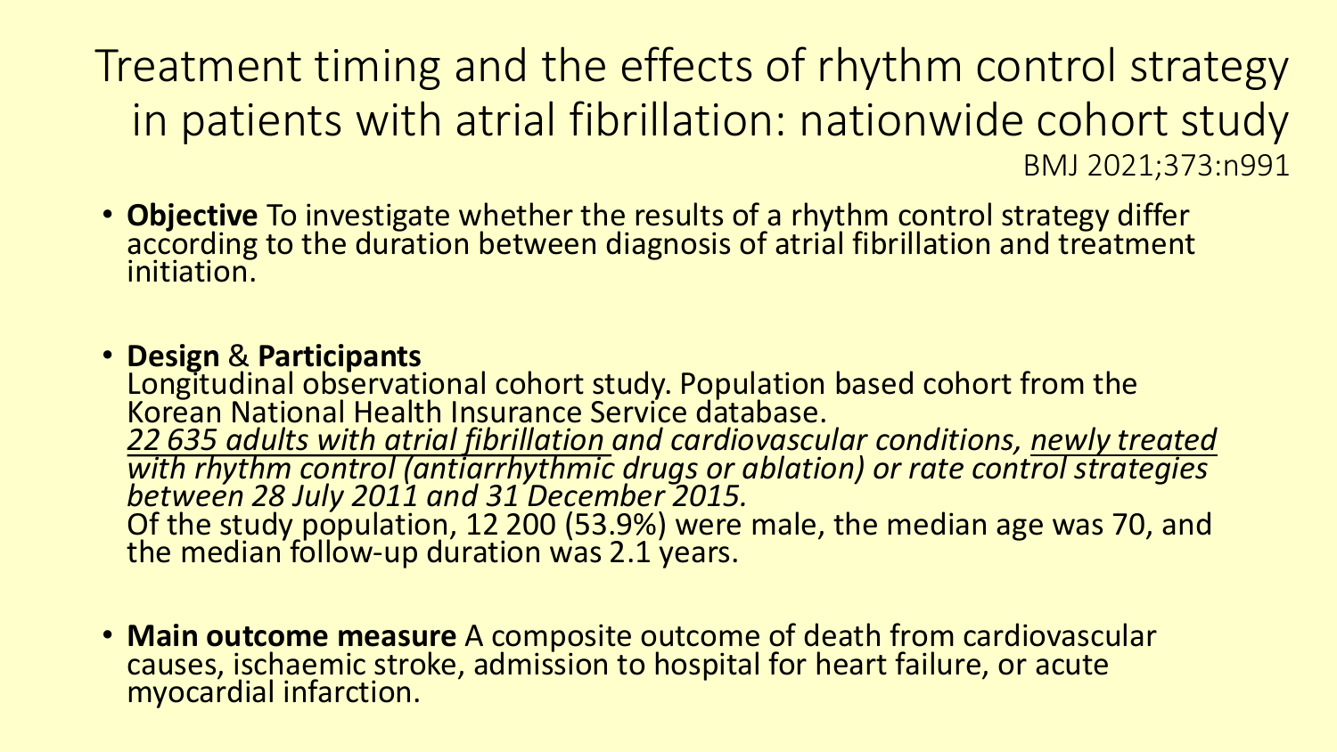# Treatment timing and the effects of rhythm control strategy in patients with atrial fibrillation: nationwide cohort study

BMJ 2021;373:n991

- **Objective** To investigate whether the results of a rhythm control strategy differ according to the duration between diagnosis of atrial fibrillation and treatment initiation.

- **Design** & **Participants**
  Longitudinal observational cohort study. Population based cohort from the Korean National Health Insurance Service database.
  <u>*22 635 adults with atrial fibrillation*</u> *and cardiovascular conditions,* <u>*newly treated*</u> <u>*with rhythm control (antiarrhythmic*</u> *drugs or ablation) or rate control strategies between 28 July 2011 and 31 December 2015.*
  Of the study population, 12 200 (53.9%) were male, the median age was 70, and the median follow-up duration was 2.1 years.

- **Main outcome measure** A composite outcome of death from cardiovascular causes, ischaemic stroke, admission to hospital for heart failure, or acute myocardial infarction.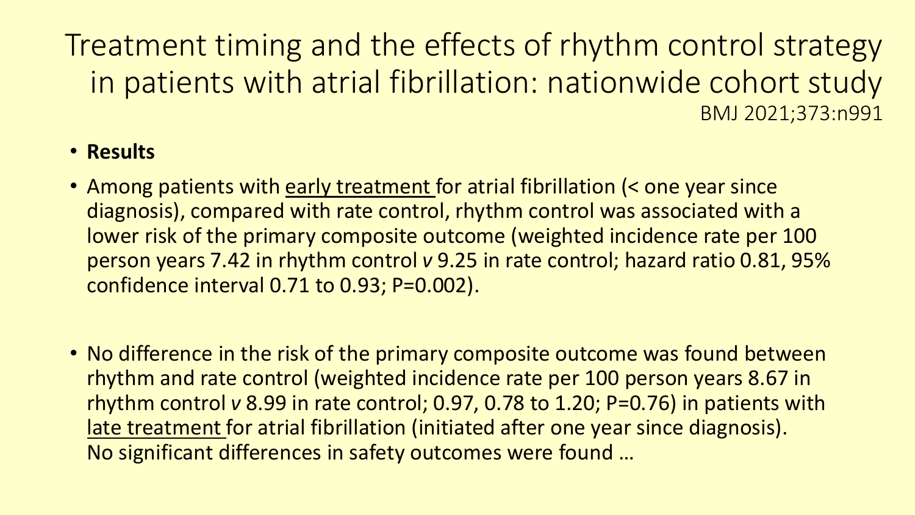# Treatment timing and the effects of rhythm control strategy in patients with atrial fibrillation: nationwide cohort study

BMJ 2021;373:n991

- **Results**
- Among patients with early treatment for atrial fibrillation (< one year since diagnosis), compared with rate control, rhythm control was associated with a lower risk of the primary composite outcome (weighted incidence rate per 100 person years 7.42 in rhythm control *v* 9.25 in rate control; hazard ratio 0.81, 95% confidence interval 0.71 to 0.93; P=0.002).
- No difference in the risk of the primary composite outcome was found between rhythm and rate control (weighted incidence rate per 100 person years 8.67 in rhythm control *v* 8.99 in rate control; 0.97, 0.78 to 1.20; P=0.76) in patients with late treatment for atrial fibrillation (initiated after one year since diagnosis). No significant differences in safety outcomes were found …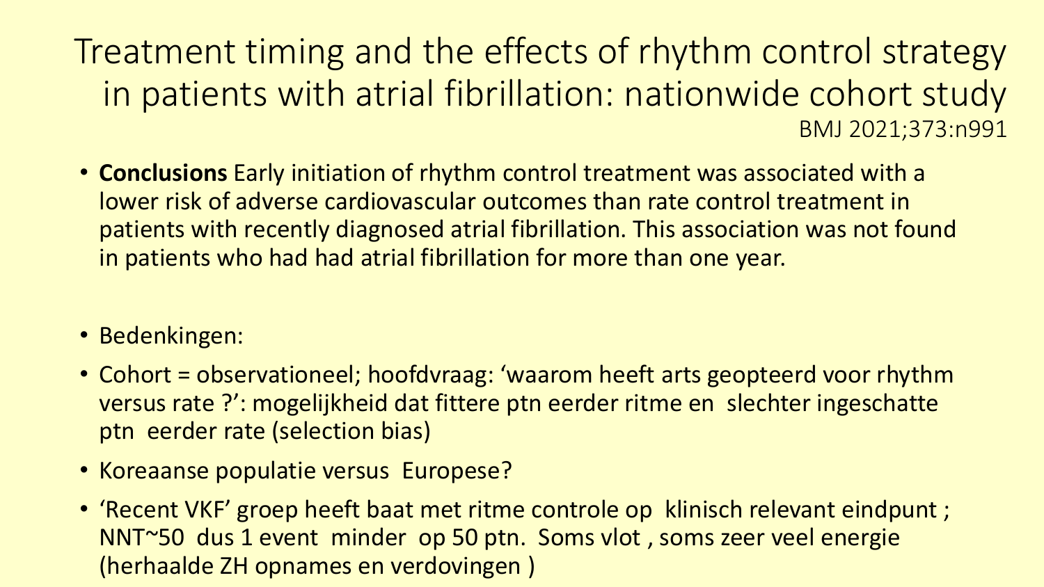# Treatment timing and the effects of rhythm control strategy in patients with atrial fibrillation: nationwide cohort study

BMJ 2021;373:n991

- **Conclusions** Early initiation of rhythm control treatment was associated with a lower risk of adverse cardiovascular outcomes than rate control treatment in patients with recently diagnosed atrial fibrillation. This association was not found in patients who had had atrial fibrillation for more than one year.

- Bedenkingen:
- Cohort = observationeel; hoofdvraag: 'waarom heeft arts geopteerd voor rhythm versus rate ?': mogelijkheid dat fittere ptn eerder ritme en slechter ingeschatte ptn eerder rate (selection bias)
- Koreaanse populatie versus Europese?
- 'Recent VKF' groep heeft baat met ritme controle op klinisch relevant eindpunt ; NNT~50 dus 1 event minder op 50 ptn. Soms vlot , soms zeer veel energie (herhaalde ZH opnames en verdovingen )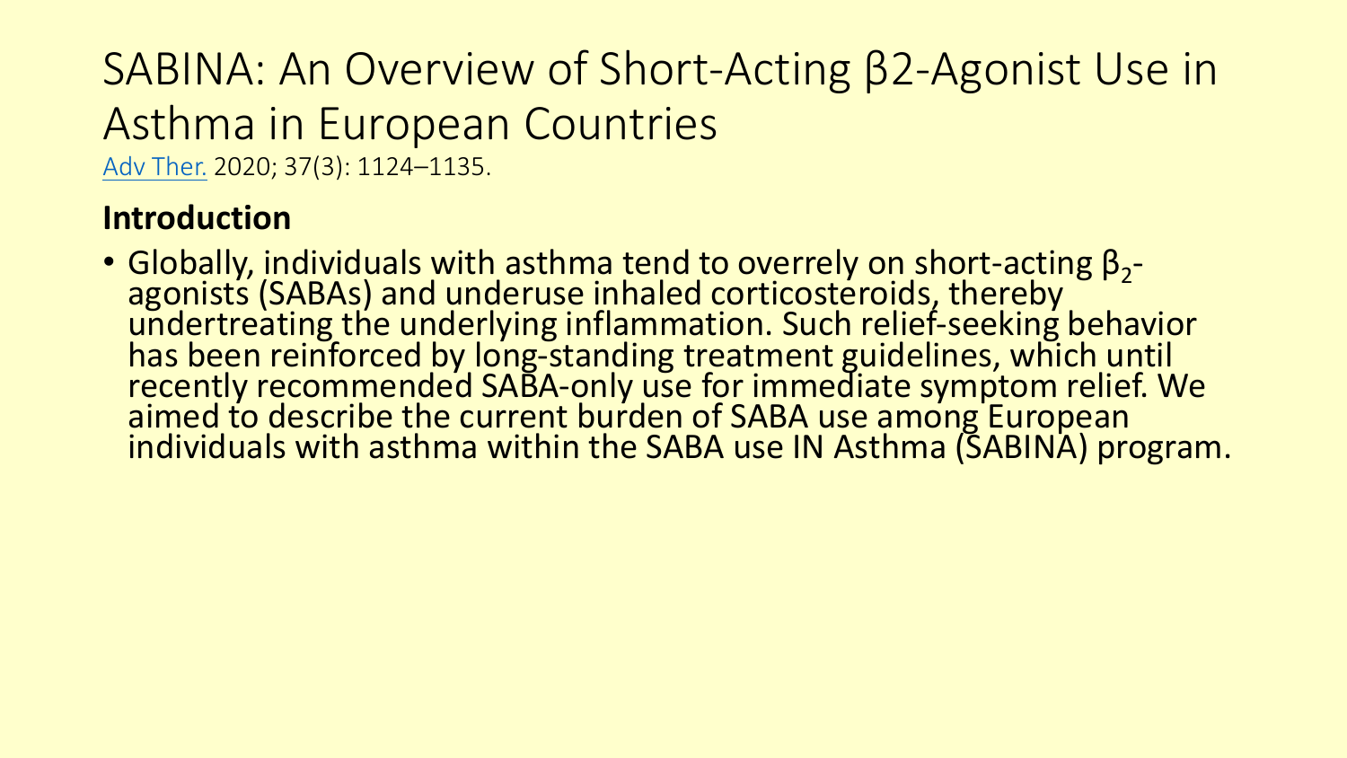# SABINA: An Overview of Short-Acting β2-Agonist Use in Asthma in European Countries

Adv Ther. 2020; 37(3): 1124–1135.

## Introduction

- Globally, individuals with asthma tend to overrely on short-acting $\beta_2$-agonists (SABAs) and underuse inhaled corticosteroids, thereby undertreating the underlying inflammation. Such relief-seeking behavior has been reinforced by long-standing treatment guidelines, which until recently recommended SABA-only use for immediate symptom relief. We aimed to describe the current burden of SABA use among European individuals with asthma within the SABA use IN Asthma (SABINA) program.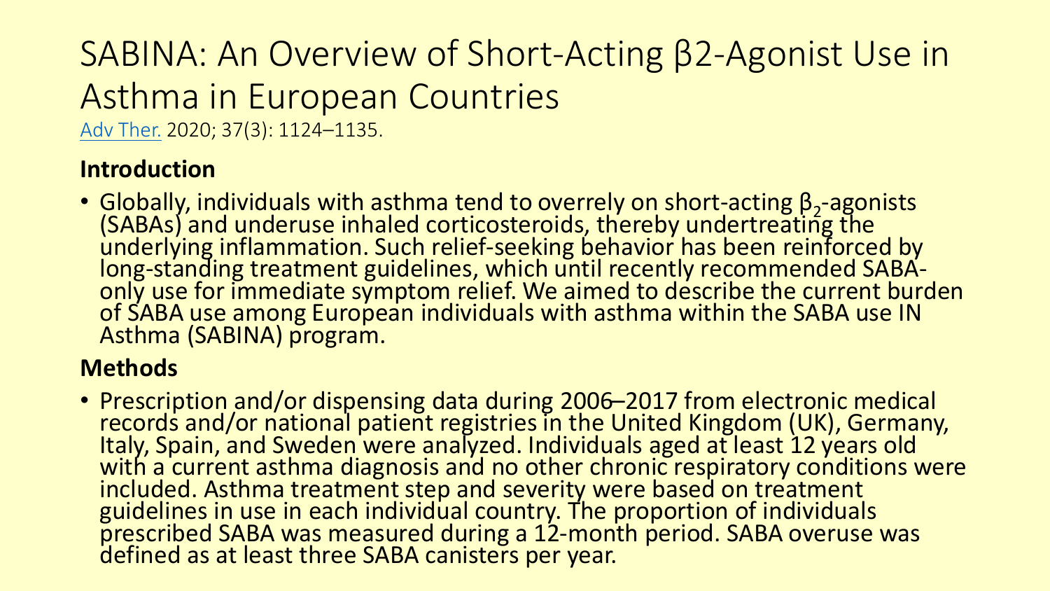# SABINA: An Overview of Short-Acting β2-Agonist Use in Asthma in European Countries

Adv Ther. 2020; 37(3): 1124–1135.

**Introduction**

- Globally, individuals with asthma tend to overrely on short-acting $\beta_2$-agonists (SABAs) and underuse inhaled corticosteroids, thereby undertreating the underlying inflammation. Such relief-seeking behavior has been reinforced by long-standing treatment guidelines, which until recently recommended SABA-only use for immediate symptom relief. We aimed to describe the current burden of SABA use among European individuals with asthma within the SABA use IN Asthma (SABINA) program.

**Methods**

- Prescription and/or dispensing data during 2006–2017 from electronic medical records and/or national patient registries in the United Kingdom (UK), Germany, Italy, Spain, and Sweden were analyzed. Individuals aged at least 12 years old with a current asthma diagnosis and no other chronic respiratory conditions were included. Asthma treatment step and severity were based on treatment guidelines in use in each individual country. The proportion of individuals prescribed SABA was measured during a 12-month period. SABA overuse was defined as at least three SABA canisters per year.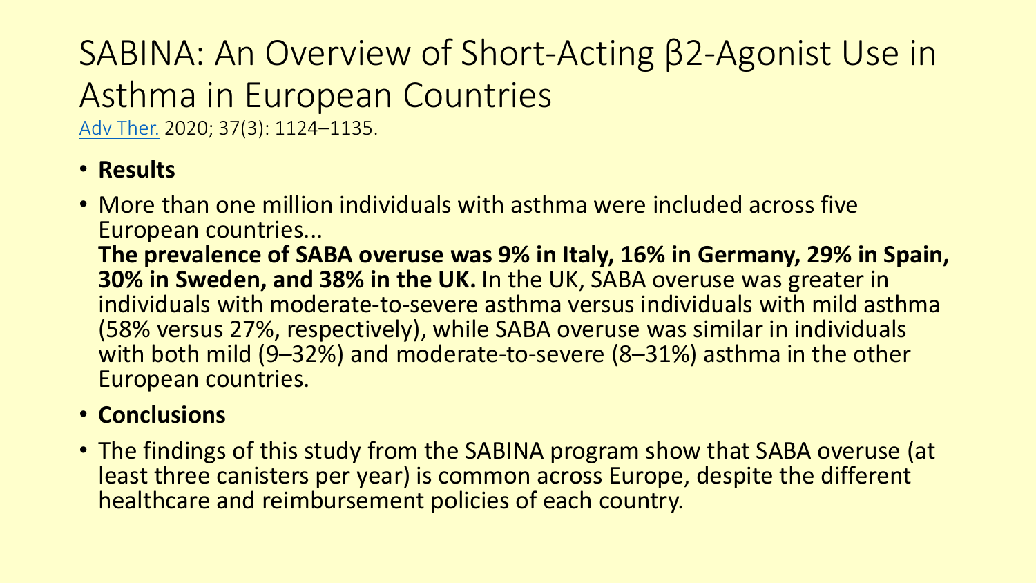# SABINA: An Overview of Short-Acting β2-Agonist Use in Asthma in European Countries

Adv Ther. 2020; 37(3): 1124–1135.

- **Results**
- More than one million individuals with asthma were included across five European countries...
  **The prevalence of SABA overuse was 9% in Italy, 16% in Germany, 29% in Spain, 30% in Sweden, and 38% in the UK.** In the UK, SABA overuse was greater in individuals with moderate-to-severe asthma versus individuals with mild asthma (58% versus 27%, respectively), while SABA overuse was similar in individuals with both mild (9–32%) and moderate-to-severe (8–31%) asthma in the other European countries.
- **Conclusions**
- The findings of this study from the SABINA program show that SABA overuse (at least three canisters per year) is common across Europe, despite the different healthcare and reimbursement policies of each country.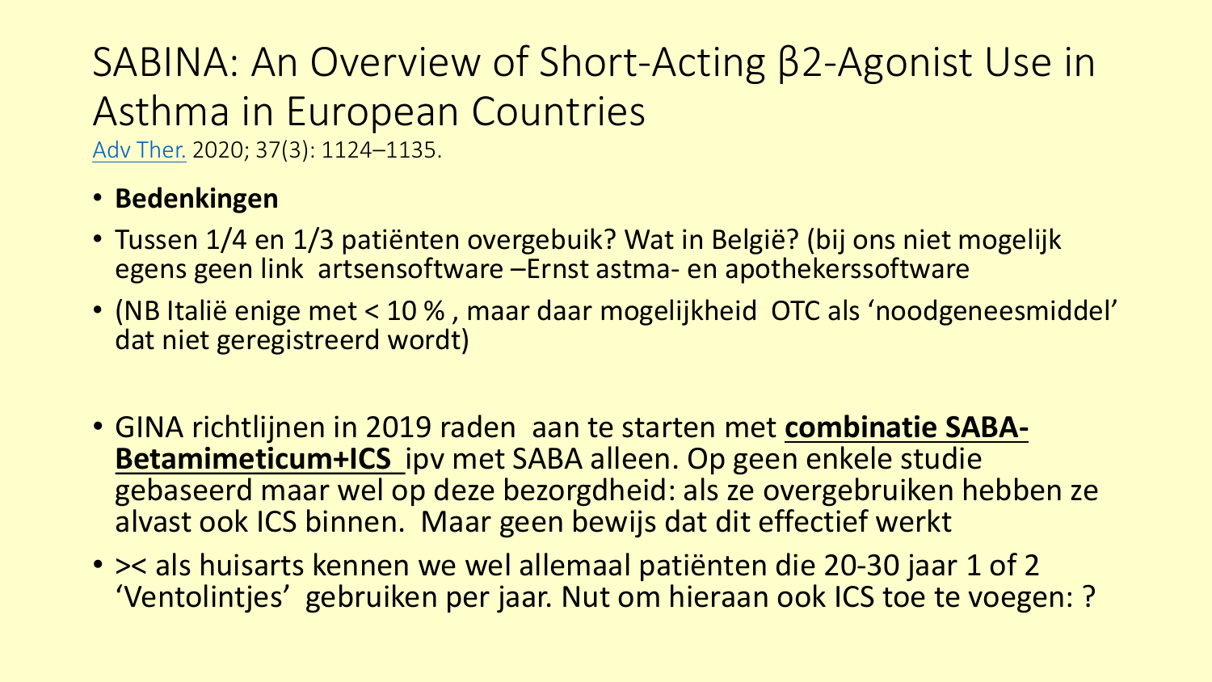# SABINA: An Overview of Short-Acting β2-Agonist Use in Asthma in European Countries

Adv Ther. 2020; 37(3): 1124–1135.

- **Bedenkingen**
- Tussen 1/4 en 1/3 patiënten overgebuik? Wat in België? (bij ons niet mogelijk egens geen link artsensoftware –Ernst astma- en apothekerssoftware
- (NB Italië enige met < 10 % , maar daar mogelijkheid OTC als 'noodgeneesmiddel' dat niet geregistreerd wordt)

- GINA richtlijnen in 2019 raden aan te starten met **combinatie SABA-Betamimeticum+ICS** ipv met SABA alleen. Op geen enkele studie gebaseerd maar wel op deze bezorgdheid: als ze overgebruiken hebben ze alvast ook ICS binnen. Maar geen bewijs dat dit effectief werkt
- >< als huisarts kennen we wel allemaal patiënten die 20-30 jaar 1 of 2 'Ventolintjes' gebruiken per jaar. Nut om hieraan ook ICS toe te voegen: ?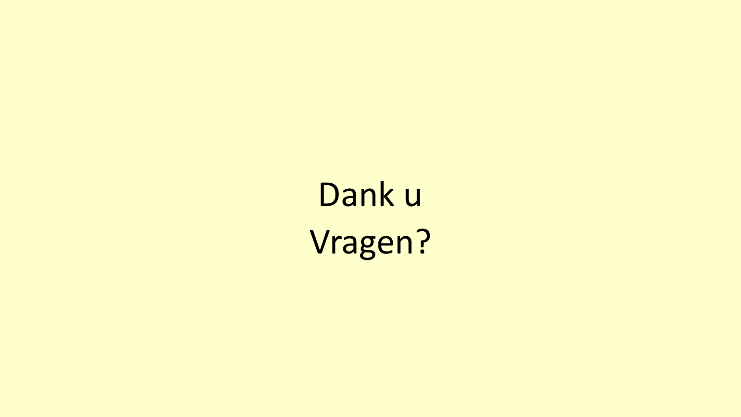Dank u

Vragen?